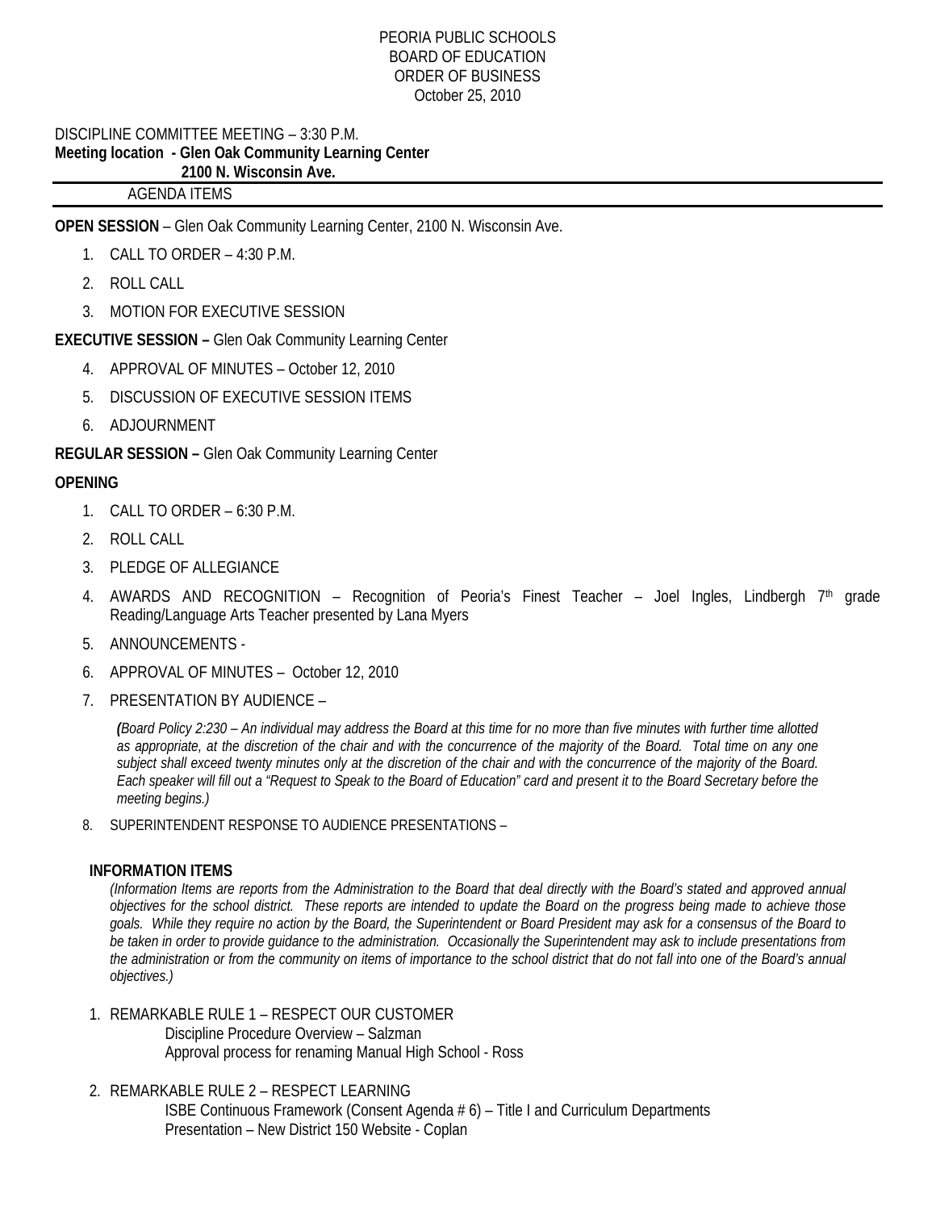PEORIA PUBLIC SCHOOLS
BOARD OF EDUCATION
ORDER OF BUSINESS
October 25, 2010

DISCIPLINE COMMITTEE MEETING – 3:30 P.M.
**Meeting location - Glen Oak Community Learning Center**
**2100 N. Wisconsin Ave.**

AGENDA ITEMS

**OPEN SESSION** – Glen Oak Community Learning Center, 2100 N. Wisconsin Ave.

1. CALL TO ORDER – 4:30 P.M.
2. ROLL CALL
3. MOTION FOR EXECUTIVE SESSION

**EXECUTIVE SESSION –** Glen Oak Community Learning Center

4. APPROVAL OF MINUTES – October 12, 2010
5. DISCUSSION OF EXECUTIVE SESSION ITEMS
6. ADJOURNMENT

**REGULAR SESSION –** Glen Oak Community Learning Center

**OPENING**

1. CALL TO ORDER – 6:30 P.M.
2. ROLL CALL
3. PLEDGE OF ALLEGIANCE
4. AWARDS AND RECOGNITION – Recognition of Peoria's Finest Teacher – Joel Ingles, Lindbergh 7th grade Reading/Language Arts Teacher presented by Lana Myers
5. ANNOUNCEMENTS -
6. APPROVAL OF MINUTES – October 12, 2010
7. PRESENTATION BY AUDIENCE –

   *(Board Policy 2:230 – An individual may address the Board at this time for no more than five minutes with further time allotted as appropriate, at the discretion of the chair and with the concurrence of the majority of the Board. Total time on any one subject shall exceed twenty minutes only at the discretion of the chair and with the concurrence of the majority of the Board. Each speaker will fill out a "Request to Speak to the Board of Education" card and present it to the Board Secretary before the meeting begins.)*

8. SUPERINTENDENT RESPONSE TO AUDIENCE PRESENTATIONS –

**INFORMATION ITEMS**

*(Information Items are reports from the Administration to the Board that deal directly with the Board's stated and approved annual objectives for the school district. These reports are intended to update the Board on the progress being made to achieve those goals. While they require no action by the Board, the Superintendent or Board President may ask for a consensus of the Board to be taken in order to provide guidance to the administration. Occasionally the Superintendent may ask to include presentations from the administration or from the community on items of importance to the school district that do not fall into one of the Board's annual objectives.)*

1. REMARKABLE RULE 1 – RESPECT OUR CUSTOMER
   Discipline Procedure Overview – Salzman
   Approval process for renaming Manual High School - Ross

2. REMARKABLE RULE 2 – RESPECT LEARNING
   ISBE Continuous Framework (Consent Agenda # 6) – Title I and Curriculum Departments
   Presentation – New District 150 Website - Coplan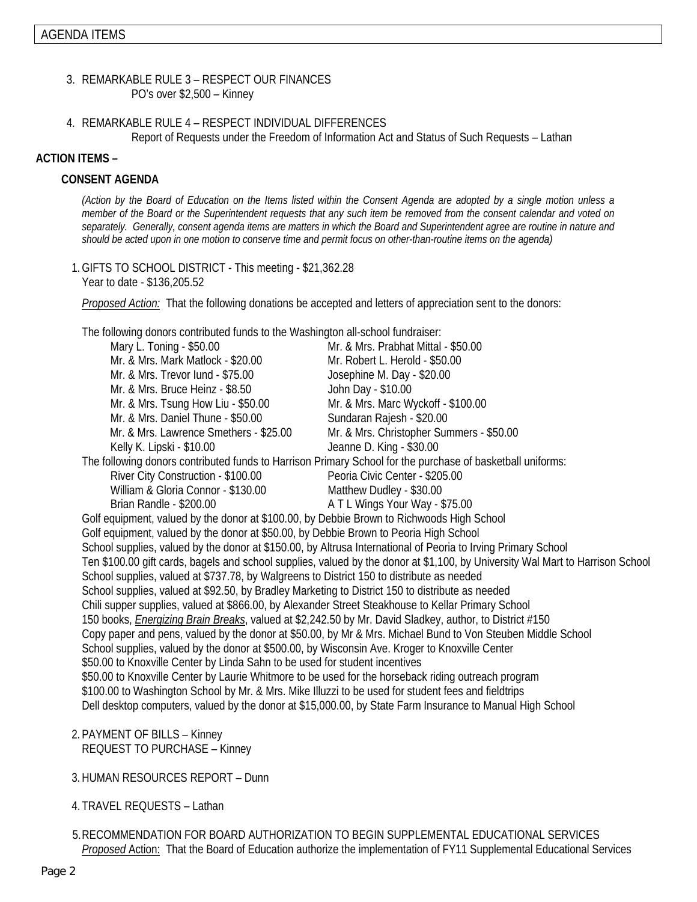AGENDA ITEMS

3. REMARKABLE RULE 3 – RESPECT OUR FINANCES
   PO's over $2,500 – Kinney

4. REMARKABLE RULE 4 – RESPECT INDIVIDUAL DIFFERENCES
   Report of Requests under the Freedom of Information Act and Status of Such Requests – Lathan

**ACTION ITEMS –**

**CONSENT AGENDA**

*(Action by the Board of Education on the Items listed within the Consent Agenda are adopted by a single motion unless a member of the Board or the Superintendent requests that any such item be removed from the consent calendar and voted on separately. Generally, consent agenda items are matters in which the Board and Superintendent agree are routine in nature and should be acted upon in one motion to conserve time and permit focus on other-than-routine items on the agenda)*

1. GIFTS TO SCHOOL DISTRICT - This meeting - $21,362.28
   Year to date - $136,205.52

   *Proposed Action:* That the following donations be accepted and letters of appreciation sent to the donors:

   The following donors contributed funds to the Washington all-school fundraiser:

   Mary L. Toning - $50.00
   Mr. & Mrs. Prabhat Mittal - $50.00
   Mr. & Mrs. Mark Matlock - $20.00
   Mr. Robert L. Herold - $50.00
   Mr. & Mrs. Trevor Iund - $75.00
   Josephine M. Day - $20.00
   Mr. & Mrs. Bruce Heinz - $8.50
   John Day - $10.00
   Mr. & Mrs. Tsung How Liu - $50.00
   Mr. & Mrs. Marc Wyckoff - $100.00
   Mr. & Mrs. Daniel Thune - $50.00
   Sundaran Rajesh - $20.00
   Mr. & Mrs. Lawrence Smethers - $25.00
   Mr. & Mrs. Christopher Summers - $50.00
   Kelly K. Lipski - $10.00
   Jeanne D. King - $30.00

   The following donors contributed funds to Harrison Primary School for the purchase of basketball uniforms:

   River City Construction - $100.00
   Peoria Civic Center - $205.00
   William & Gloria Connor - $130.00
   Matthew Dudley - $30.00
   Brian Randle - $200.00
   A T L Wings Your Way - $75.00

   Golf equipment, valued by the donor at $100.00, by Debbie Brown to Richwoods High School
   Golf equipment, valued by the donor at $50.00, by Debbie Brown to Peoria High School
   School supplies, valued by the donor at $150.00, by Altrusa International of Peoria to Irving Primary School
   Ten $100.00 gift cards, bagels and school supplies, valued by the donor at $1,100, by University Wal Mart to Harrison School
   School supplies, valued at $737.78, by Walgreens to District 150 to distribute as needed
   School supplies, valued at $92.50, by Bradley Marketing to District 150 to distribute as needed
   Chili supper supplies, valued at $866.00, by Alexander Street Steakhouse to Kellar Primary School
   150 books, *Energizing Brain Breaks*, valued at $2,242.50 by Mr. David Sladkey, author, to District #150
   Copy paper and pens, valued by the donor at $50.00, by Mr & Mrs. Michael Bund to Von Steuben Middle School
   School supplies, valued by the donor at $500.00, by Wisconsin Ave. Kroger to Knoxville Center
   $50.00 to Knoxville Center by Linda Sahn to be used for student incentives
   $50.00 to Knoxville Center by Laurie Whitmore to be used for the horseback riding outreach program
   $100.00 to Washington School by Mr. & Mrs. Mike Illuzzi to be used for student fees and fieldtrips
   Dell desktop computers, valued by the donor at $15,000.00, by State Farm Insurance to Manual High School

2. PAYMENT OF BILLS – Kinney
   REQUEST TO PURCHASE – Kinney

3. HUMAN RESOURCES REPORT – Dunn

4. TRAVEL REQUESTS – Lathan

5. RECOMMENDATION FOR BOARD AUTHORIZATION TO BEGIN SUPPLEMENTAL EDUCATIONAL SERVICES
   *Proposed* Action: That the Board of Education authorize the implementation of FY11 Supplemental Educational Services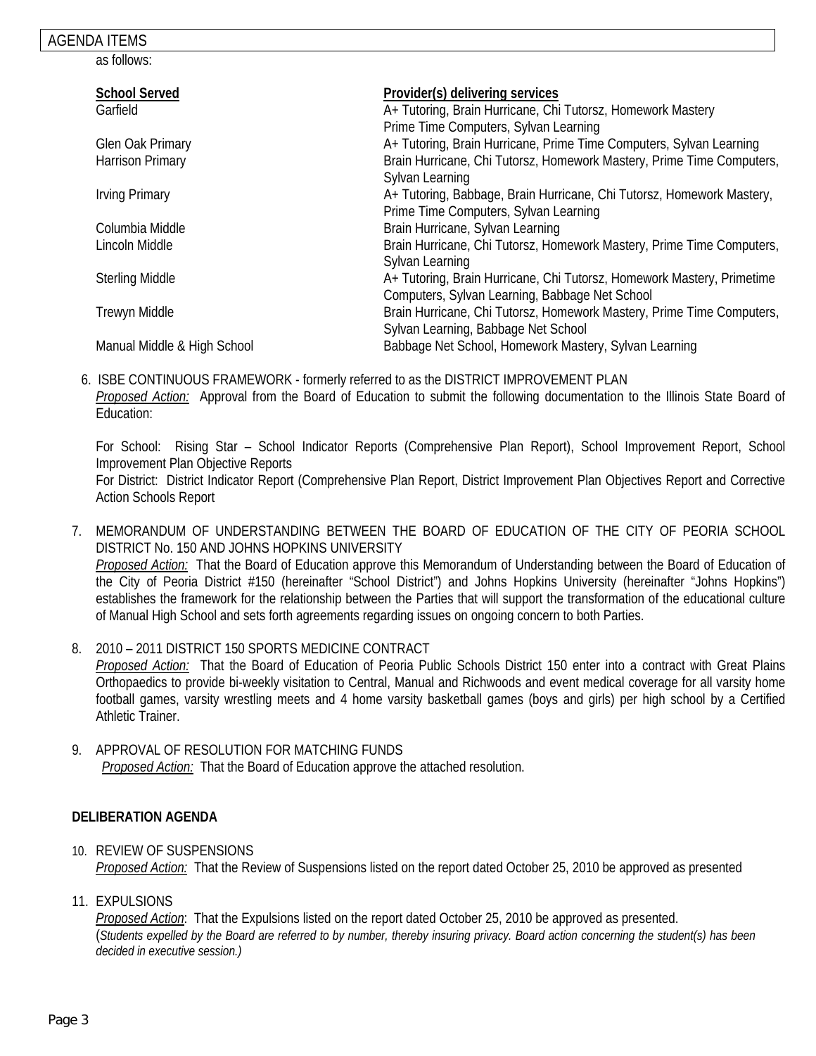as follows:

| School Served | Provider(s) delivering services |
|---|---|
| Garfield | A+ Tutoring, Brain Hurricane, Chi Tutorsz, Homework Mastery Prime Time Computers, Sylvan Learning |
| Glen Oak Primary | A+ Tutoring, Brain Hurricane, Prime Time Computers, Sylvan Learning |
| Harrison Primary | Brain Hurricane, Chi Tutorsz, Homework Mastery, Prime Time Computers, Sylvan Learning |
| Irving Primary | A+ Tutoring, Babbage, Brain Hurricane, Chi Tutorsz, Homework Mastery, Prime Time Computers, Sylvan Learning |
| Columbia Middle | Brain Hurricane, Sylvan Learning |
| Lincoln Middle | Brain Hurricane, Chi Tutorsz, Homework Mastery, Prime Time Computers, Sylvan Learning |
| Sterling Middle | A+ Tutoring, Brain Hurricane, Chi Tutorsz, Homework Mastery, Primetime Computers, Sylvan Learning, Babbage Net School |
| Trewyn Middle | Brain Hurricane, Chi Tutorsz, Homework Mastery, Prime Time Computers, Sylvan Learning, Babbage Net School |
| Manual Middle & High School | Babbage Net School, Homework Mastery, Sylvan Learning |

6. ISBE CONTINUOUS FRAMEWORK - formerly referred to as the DISTRICT IMPROVEMENT PLAN
   *Proposed Action:* Approval from the Board of Education to submit the following documentation to the Illinois State Board of Education:

   For School: Rising Star – School Indicator Reports (Comprehensive Plan Report), School Improvement Report, School Improvement Plan Objective Reports
   For District: District Indicator Report (Comprehensive Plan Report, District Improvement Plan Objectives Report and Corrective Action Schools Report

7. MEMORANDUM OF UNDERSTANDING BETWEEN THE BOARD OF EDUCATION OF THE CITY OF PEORIA SCHOOL DISTRICT No. 150 AND JOHNS HOPKINS UNIVERSITY
   *Proposed Action:* That the Board of Education approve this Memorandum of Understanding between the Board of Education of the City of Peoria District #150 (hereinafter "School District") and Johns Hopkins University (hereinafter "Johns Hopkins") establishes the framework for the relationship between the Parties that will support the transformation of the educational culture of Manual High School and sets forth agreements regarding issues on ongoing concern to both Parties.

8. 2010 – 2011 DISTRICT 150 SPORTS MEDICINE CONTRACT
   *Proposed Action:* That the Board of Education of Peoria Public Schools District 150 enter into a contract with Great Plains Orthopaedics to provide bi-weekly visitation to Central, Manual and Richwoods and event medical coverage for all varsity home football games, varsity wrestling meets and 4 home varsity basketball games (boys and girls) per high school by a Certified Athletic Trainer.

9. APPROVAL OF RESOLUTION FOR MATCHING FUNDS
   *Proposed Action:* That the Board of Education approve the attached resolution.

**DELIBERATION AGENDA**

10. REVIEW OF SUSPENSIONS
    *Proposed Action:* That the Review of Suspensions listed on the report dated October 25, 2010 be approved as presented

11. EXPULSIONS
    *Proposed Action*: That the Expulsions listed on the report dated October 25, 2010 be approved as presented.
    (*Students expelled by the Board are referred to by number, thereby insuring privacy. Board action concerning the student(s) has been decided in executive session.)*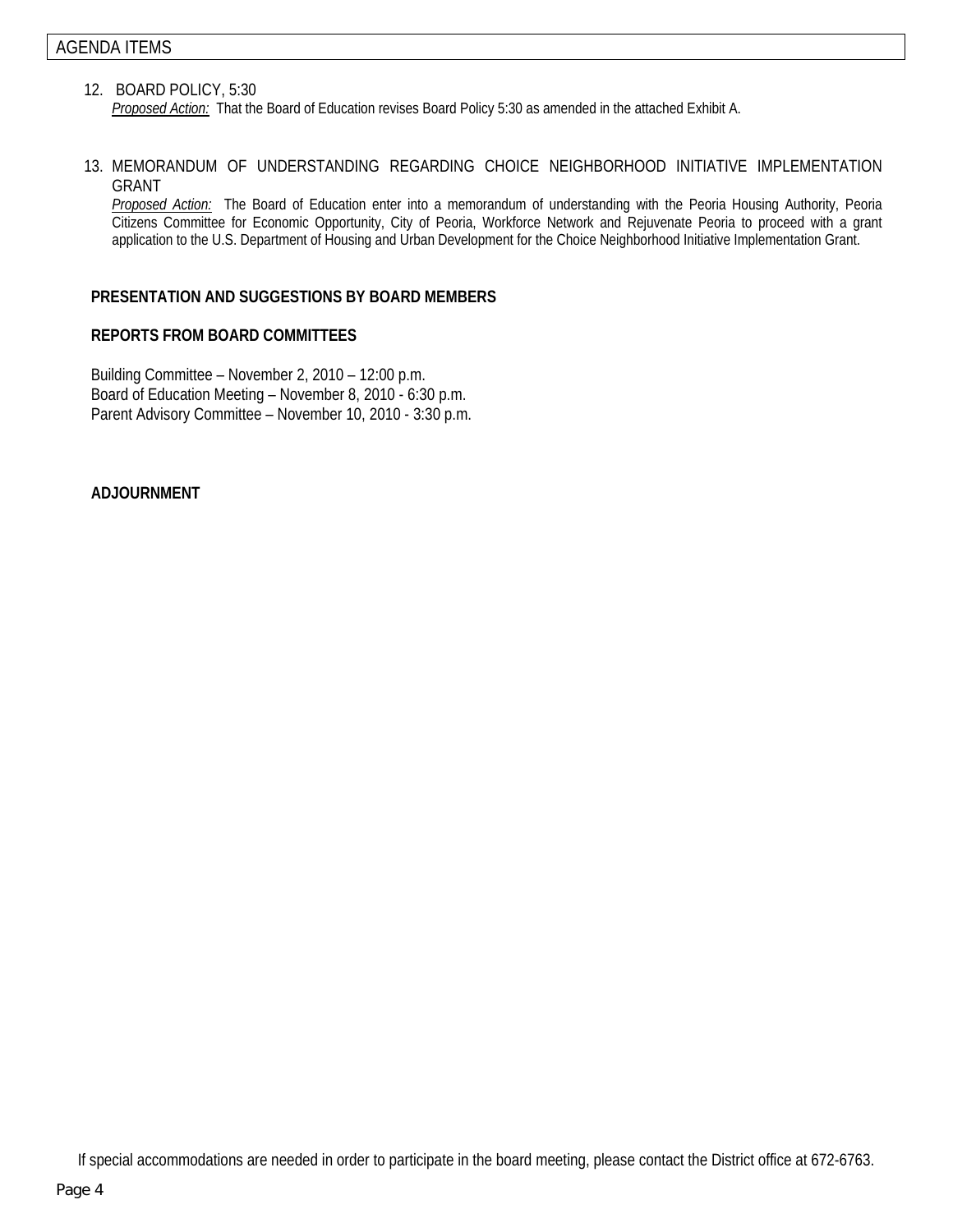## AGENDA ITEMS

12. BOARD POLICY, 5:30

    *Proposed Action:* That the Board of Education revises Board Policy 5:30 as amended in the attached Exhibit A.

13. MEMORANDUM OF UNDERSTANDING REGARDING CHOICE NEIGHBORHOOD INITIATIVE IMPLEMENTATION GRANT

    *Proposed Action:* The Board of Education enter into a memorandum of understanding with the Peoria Housing Authority, Peoria Citizens Committee for Economic Opportunity, City of Peoria, Workforce Network and Rejuvenate Peoria to proceed with a grant application to the U.S. Department of Housing and Urban Development for the Choice Neighborhood Initiative Implementation Grant.

**PRESENTATION AND SUGGESTIONS BY BOARD MEMBERS**

**REPORTS FROM BOARD COMMITTEES**

Building Committee – November 2, 2010 – 12:00 p.m.
Board of Education Meeting – November 8, 2010 - 6:30 p.m.
Parent Advisory Committee – November 10, 2010 - 3:30 p.m.

**ADJOURNMENT**

If special accommodations are needed in order to participate in the board meeting, please contact the District office at 672-6763.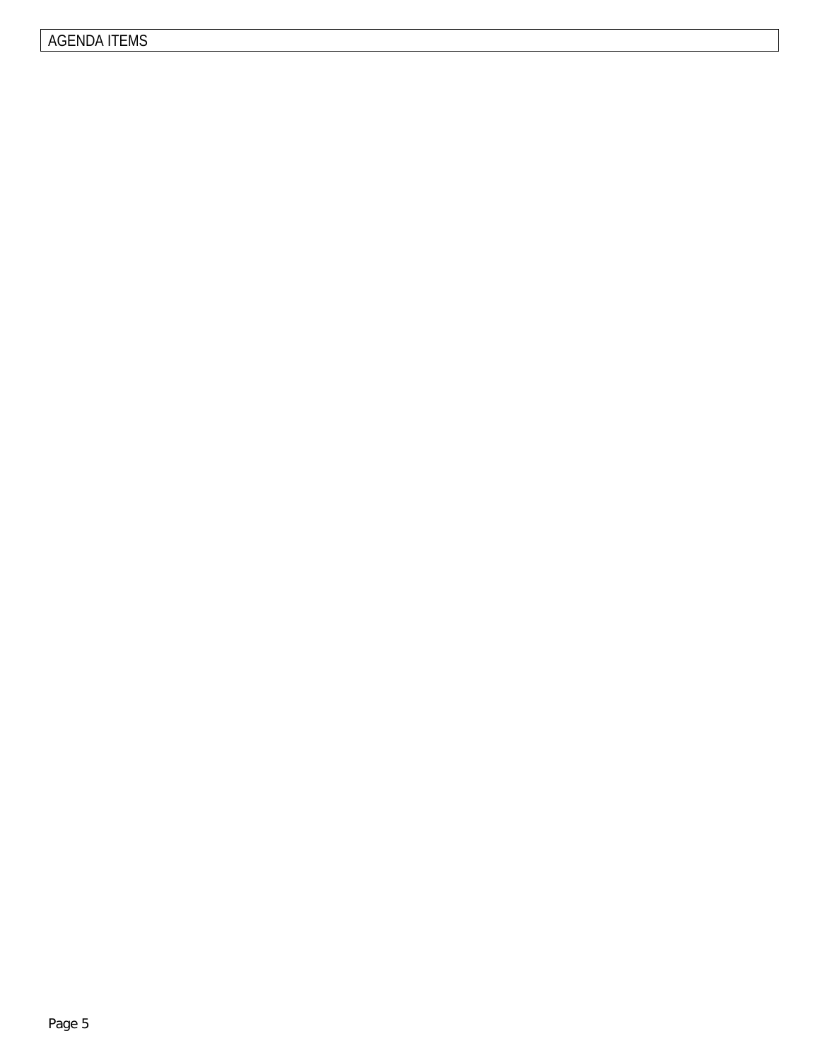| AGENDA ITEMS |
| --- |